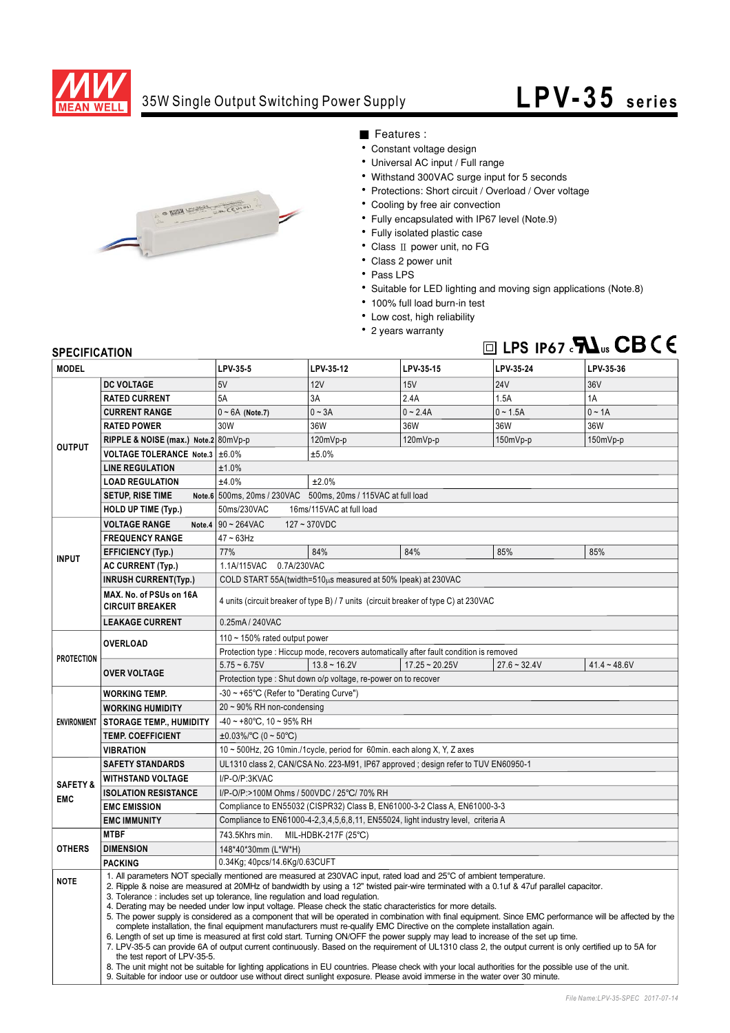# 35W Single Output Switching Power Supply

# LPV-35 series

■ Features :

- Constant voltage design
- Universal AC input / Full range
- Withstand 300VAC surge input for 5 seconds
- Protections: Short circuit / Overload / Over voltage
- Cooling by free air convection
- Fully encapsulated with IP67 level (Note.9)
- Fully isolated plastic case
- Class Ⅱ power unit, no FG
- Class 2 power unit
- Pass LPS
- Suitable for LED lighting and moving sign applications (Note.8)
- 100% full load burn-in test
- Low cost, high reliability
- 2 years warranty

LPS IP67

## SPECIFICATION

| MODEL | | LPV-35-5 | LPV-35-12 | LPV-35-15 | LPV-35-24 | LPV-35-36 |
|---|---|---|---|---|---|---|
| OUTPUT | DC VOLTAGE | 5V | 12V | 15V | 24V | 36V |
| | RATED CURRENT | 5A | 3A | 2.4A | 1.5A | 1A |
| | CURRENT RANGE | 0 ~ 6A (Note.7) | 0 ~ 3A | 0 ~ 2.4A | 0 ~ 1.5A | 0 ~ 1A |
| | RATED POWER | 30W | 36W | 36W | 36W | 36W |
| | RIPPLE & NOISE (max.) Note.2 | 80mVp-p | 120mVp-p | 120mVp-p | 150mVp-p | 150mVp-p |
| | VOLTAGE TOLERANCE Note.3 | ±6.0% | ±5.0% | | | |
| | LINE REGULATION | ±1.0% | | | | |
| | LOAD REGULATION | ±4.0% | ±2.0% | | | |
| | SETUP, RISE TIME Note.6 | 500ms, 20ms / 230VAC 500ms, 20ms / 115VAC at full load | | | | |
| | HOLD UP TIME (Typ.) | 50ms/230VAC 16ms/115VAC at full load | | | | |
| INPUT | VOLTAGE RANGE Note.4 | 90 ~ 264VAC 127 ~ 370VDC | | | | |
| | FREQUENCY RANGE | 47 ~ 63Hz | | | | |
| | EFFICIENCY (Typ.) | 77% | 84% | 84% | 85% | 85% |
| | AC CURRENT (Typ.) | 1.1A/115VAC 0.7A/230VAC | | | | |
| | INRUSH CURRENT(Typ.) | COLD START 55A(twidth=510μs measured at 50% Ipeak) at 230VAC | | | | |
| | MAX. No. of PSUs on 16A CIRCUIT BREAKER | 4 units (circuit breaker of type B) / 7 units (circuit breaker of type C) at 230VAC | | | | |
| | LEAKAGE CURRENT | 0.25mA / 240VAC | | | | |
| PROTECTION | OVERLOAD | 110 ~ 150% rated output power | | | | |
| | | Protection type : Hiccup mode, recovers automatically after fault condition is removed | | | | |
| | OVER VOLTAGE | 5.75 ~ 6.75V | 13.8 ~ 16.2V | 17.25 ~ 20.25V | 27.6 ~ 32.4V | 41.4 ~ 48.6V |
| | | Protection type : Shut down o/p voltage, re-power on to recover | | | | |
| ENVIRONMENT | WORKING TEMP. | -30 ~ +65℃ (Refer to "Derating Curve") | | | | |
| | WORKING HUMIDITY | 20 ~ 90% RH non-condensing | | | | |
| | STORAGE TEMP., HUMIDITY | -40 ~ +80℃, 10 ~ 95% RH | | | | |
| | TEMP. COEFFICIENT | ±0.03%/℃ (0 ~ 50℃) | | | | |
| | VIBRATION | 10 ~ 500Hz, 2G 10min./1cycle, period for 60min. each along X, Y, Z axes | | | | |
| SAFETY & EMC | SAFETY STANDARDS | UL1310 class 2, CAN/CSA No. 223-M91, IP67 approved ; design refer to TUV EN60950-1 | | | | |
| | WITHSTAND VOLTAGE | I/P-O/P:3KVAC | | | | |
| | ISOLATION RESISTANCE | I/P-O/P:>100M Ohms / 500VDC / 25℃/ 70% RH | | | | |
| | EMC EMISSION | Compliance to EN55032 (CISPR32) Class B, EN61000-3-2 Class A, EN61000-3-3 | | | | |
| | EMC IMMUNITY | Compliance to EN61000-4-2,3,4,5,6,8,11, EN55024, light industry level, criteria A | | | | |
| OTHERS | MTBF | 743.5Khrs min. MIL-HDBK-217F (25℃) | | | | |
| | DIMENSION | 148*40*30mm (L*W*H) | | | | |
| | PACKING | 0.34Kg; 40pcs/14.6Kg/0.63CUFT | | | | |

**NOTE**

1. All parameters NOT specially mentioned are measured at 230VAC input, rated load and 25℃ of ambient temperature.
2. Ripple & noise are measured at 20MHz of bandwidth by using a 12" twisted pair-wire terminated with a 0.1uf & 47uf parallel capacitor.
3. Tolerance : includes set up tolerance, line regulation and load regulation.
4. Derating may be needed under low input voltage. Please check the static characteristics for more details.
5. The power supply is considered as a component that will be operated in combination with final equipment. Since EMC performance will be affected by the complete installation, the final equipment manufacturers must re-qualify EMC Directive on the complete installation again.
6. Length of set up time is measured at first cold start. Turning ON/OFF the power supply may lead to increase of the set up time.
7. LPV-35-5 can provide 6A of output current continuously. Based on the requirement of UL1310 class 2, the output current is only certified up to 5A for the test report of LPV-35-5.
8. The unit might not be suitable for lighting applications in EU countries. Please check with your local authorities for the possible use of the unit.
9. Suitable for indoor use or outdoor use without direct sunlight exposure. Please avoid immerse in the water over 30 minute.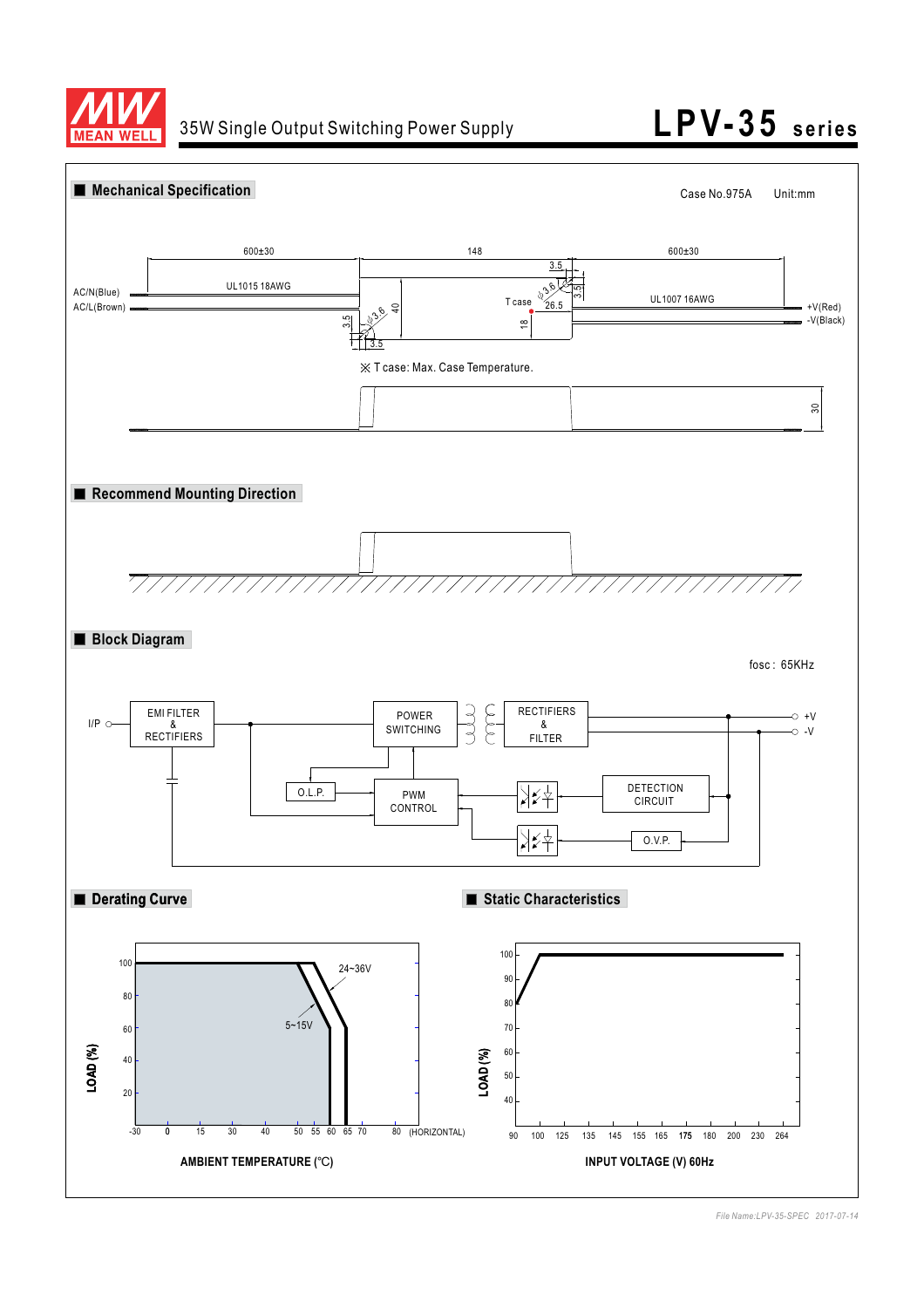# 35W Single Output Switching Power Supply

# LPV-35 series

## Mechanical Specification

Case No.975A Unit:mm

600±30

148

600±30

3.5

UL1015 18AWG

AC/N(Blue)

AC/L(Brown)

3.5

ψ3.6

40

T case

ψ3.6

3.5

26.5

18

UL1007 16AWG

+V(Red)

-V(Black)

3.5

※ T case: Max. Case Temperature.

30

## Recommend Mounting Direction

## Block Diagram

fosc : 65KHz

I/P

EMI FILTER & RECTIFIERS

POWER SWITCHING

RECTIFIERS & FILTER

+V

-V

O.L.P.

PWM CONTROL

DETECTION CIRCUIT

O.V.P.

## Derating Curve

LOAD (%)

100

80

60

40

20

-30 0 15 30 40 50 55 60 65 70 80 (HORIZONTAL)

24~36V

5~15V

AMBIENT TEMPERATURE (℃)

## Static Characteristics

LOAD (%)

100

90

80

70

60

50

40

90 100 125 135 145 155 165 175 180 200 230 264

INPUT VOLTAGE (V) 60Hz

*File Name:LPV-35-SPEC 2017-07-14*